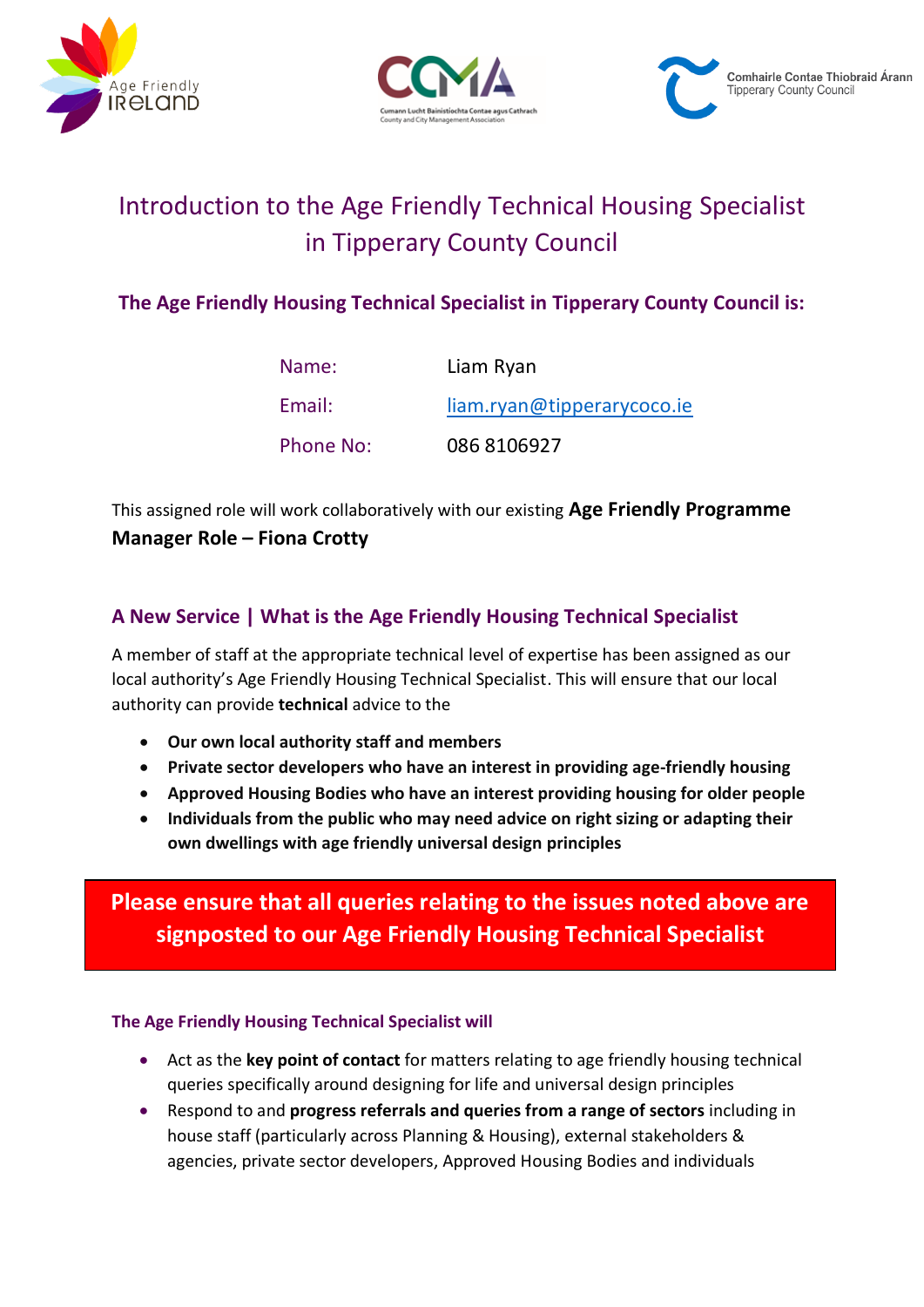# Introduction to the Age Friendly Technical Housing Specialist in Tipperary County Council

### The Age Friendly Housing Technical Specialist in Tipperary County Council is:

| | |
|---|---|
| Name: | Liam Ryan |
| Email: | liam.ryan@tipperarycoco.ie |
| Phone No: | 086 8106927 |

This assigned role will work collaboratively with our existing **Age Friendly Programme Manager Role – Fiona Crotty**

## A New Service | What is the Age Friendly Housing Technical Specialist

A member of staff at the appropriate technical level of expertise has been assigned as our local authority's Age Friendly Housing Technical Specialist. This will ensure that our local authority can provide **technical** advice to the

- **Our own local authority staff and members**
- **Private sector developers who have an interest in providing age-friendly housing**
- **Approved Housing Bodies who have an interest providing housing for older people**
- **Individuals from the public who may need advice on right sizing or adapting their own dwellings with age friendly universal design principles**

**Please ensure that all queries relating to the issues noted above are signposted to our Age Friendly Housing Technical Specialist**

### The Age Friendly Housing Technical Specialist will

- Act as the **key point of contact** for matters relating to age friendly housing technical queries specifically around designing for life and universal design principles
- Respond to and **progress referrals and queries from a range of sectors** including in house staff (particularly across Planning & Housing), external stakeholders & agencies, private sector developers, Approved Housing Bodies and individuals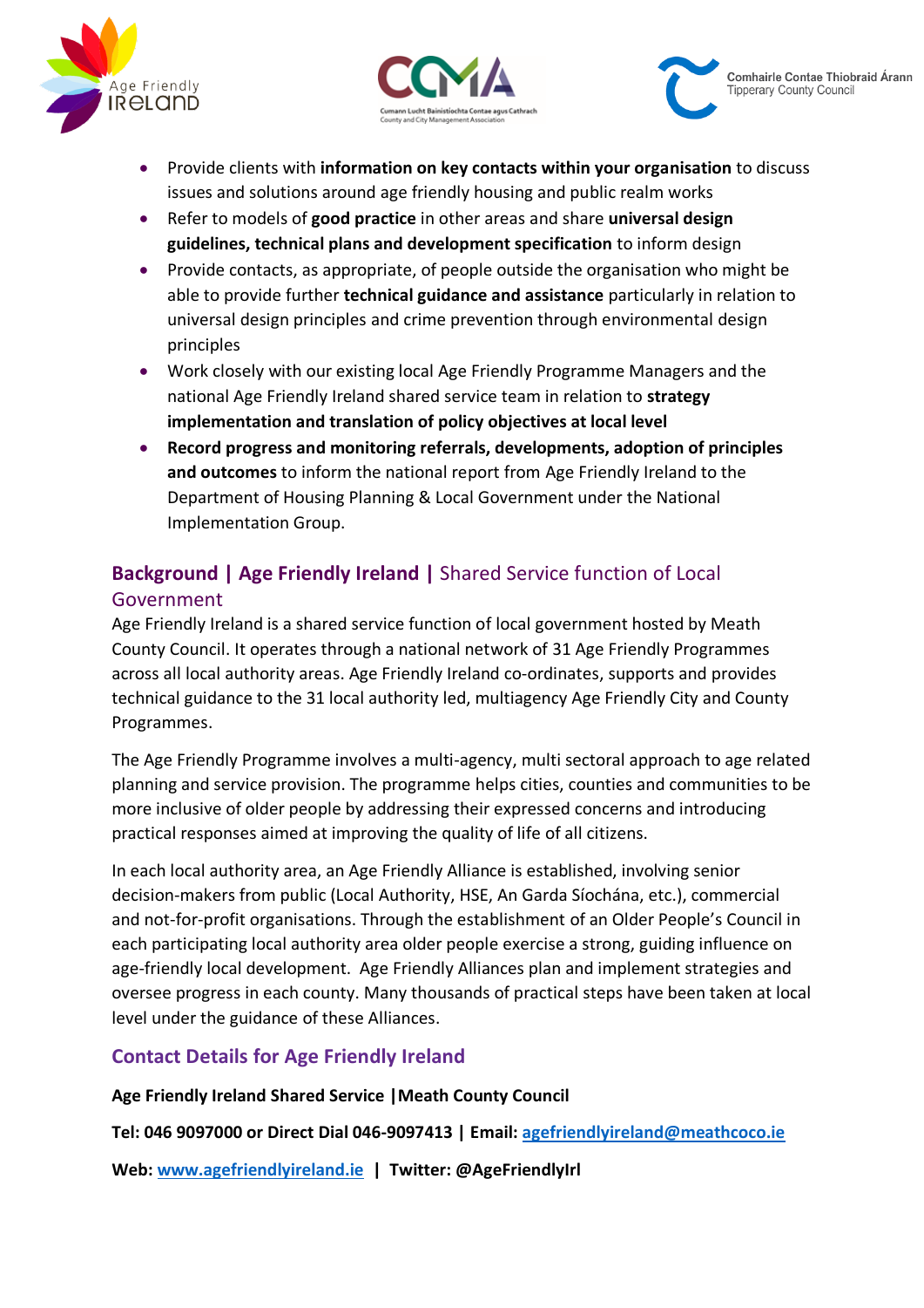- Provide clients with **information on key contacts within your organisation** to discuss issues and solutions around age friendly housing and public realm works
- Refer to models of **good practice** in other areas and share **universal design guidelines, technical plans and development specification** to inform design
- Provide contacts, as appropriate, of people outside the organisation who might be able to provide further **technical guidance and assistance** particularly in relation to universal design principles and crime prevention through environmental design principles
- Work closely with our existing local Age Friendly Programme Managers and the national Age Friendly Ireland shared service team in relation to **strategy implementation and translation of policy objectives at local level**
- **Record progress and monitoring referrals, developments, adoption of principles and outcomes** to inform the national report from Age Friendly Ireland to the Department of Housing Planning & Local Government under the National Implementation Group.

## **Background | Age Friendly Ireland |** Shared Service function of Local Government

Age Friendly Ireland is a shared service function of local government hosted by Meath County Council. It operates through a national network of 31 Age Friendly Programmes across all local authority areas. Age Friendly Ireland co-ordinates, supports and provides technical guidance to the 31 local authority led, multiagency Age Friendly City and County Programmes.

The Age Friendly Programme involves a multi-agency, multi sectoral approach to age related planning and service provision. The programme helps cities, counties and communities to be more inclusive of older people by addressing their expressed concerns and introducing practical responses aimed at improving the quality of life of all citizens.

In each local authority area, an Age Friendly Alliance is established, involving senior decision-makers from public (Local Authority, HSE, An Garda Síochána, etc.), commercial and not-for-profit organisations. Through the establishment of an Older People's Council in each participating local authority area older people exercise a strong, guiding influence on age-friendly local development. Age Friendly Alliances plan and implement strategies and oversee progress in each county. Many thousands of practical steps have been taken at local level under the guidance of these Alliances.

## Contact Details for Age Friendly Ireland

**Age Friendly Ireland Shared Service |Meath County Council**

**Tel: 046 9097000 or Direct Dial 046-9097413 | Email:** agefriendlyireland@meathcoco.ie

**Web:** www.agefriendlyireland.ie **| Twitter: @AgeFriendlyIrl**